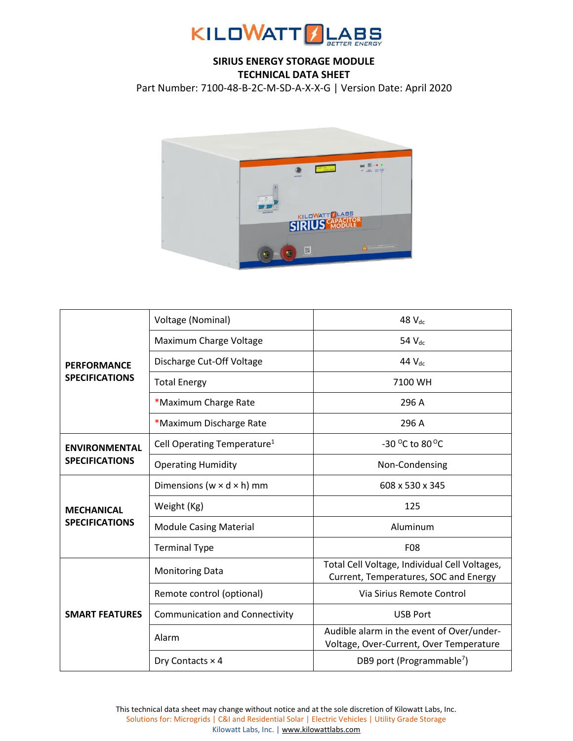# SIRIUS ENERGY STORAGE MODULE
## TECHNICAL DATA SHEET

Part Number: 7100-48-B-2C-M-SD-A-X-X-G | Version Date: April 2020

| | | |
|---|---|---|
| **PERFORMANCE SPECIFICATIONS** | Voltage (Nominal) | 48 $V_{dc}$ |
| | Maximum Charge Voltage | 54 $V_{dc}$ |
| | Discharge Cut-Off Voltage | 44 $V_{dc}$ |
| | Total Energy | 7100 WH |
| | *Maximum Charge Rate | 296 A |
| | *Maximum Discharge Rate | 296 A |
| **ENVIRONMENTAL SPECIFICATIONS** | Cell Operating Temperature[1] | -30 $^{O}$C to 80 $^{O}$C |
| | Operating Humidity | Non-Condensing |
| **MECHANICAL SPECIFICATIONS** | Dimensions (w × d × h) mm | 608 x 530 x 345 |
| | Weight (Kg) | 125 |
| | Module Casing Material | Aluminum |
| | Terminal Type | F08 |
| **SMART FEATURES** | Monitoring Data | Total Cell Voltage, Individual Cell Voltages, Current, Temperatures, SOC and Energy |
| | Remote control (optional) | Via Sirius Remote Control |
| | Communication and Connectivity | USB Port |
| | Alarm | Audible alarm in the event of Over/under-Voltage, Over-Current, Over Temperature |
| | Dry Contacts × 4 | DB9 port (Programmable[7]) |

This technical data sheet may change without notice and at the sole discretion of Kilowatt Labs, Inc.
Solutions for: Microgrids | C&I and Residential Solar | Electric Vehicles | Utility Grade Storage
Kilowatt Labs, Inc. | www.kilowattlabs.com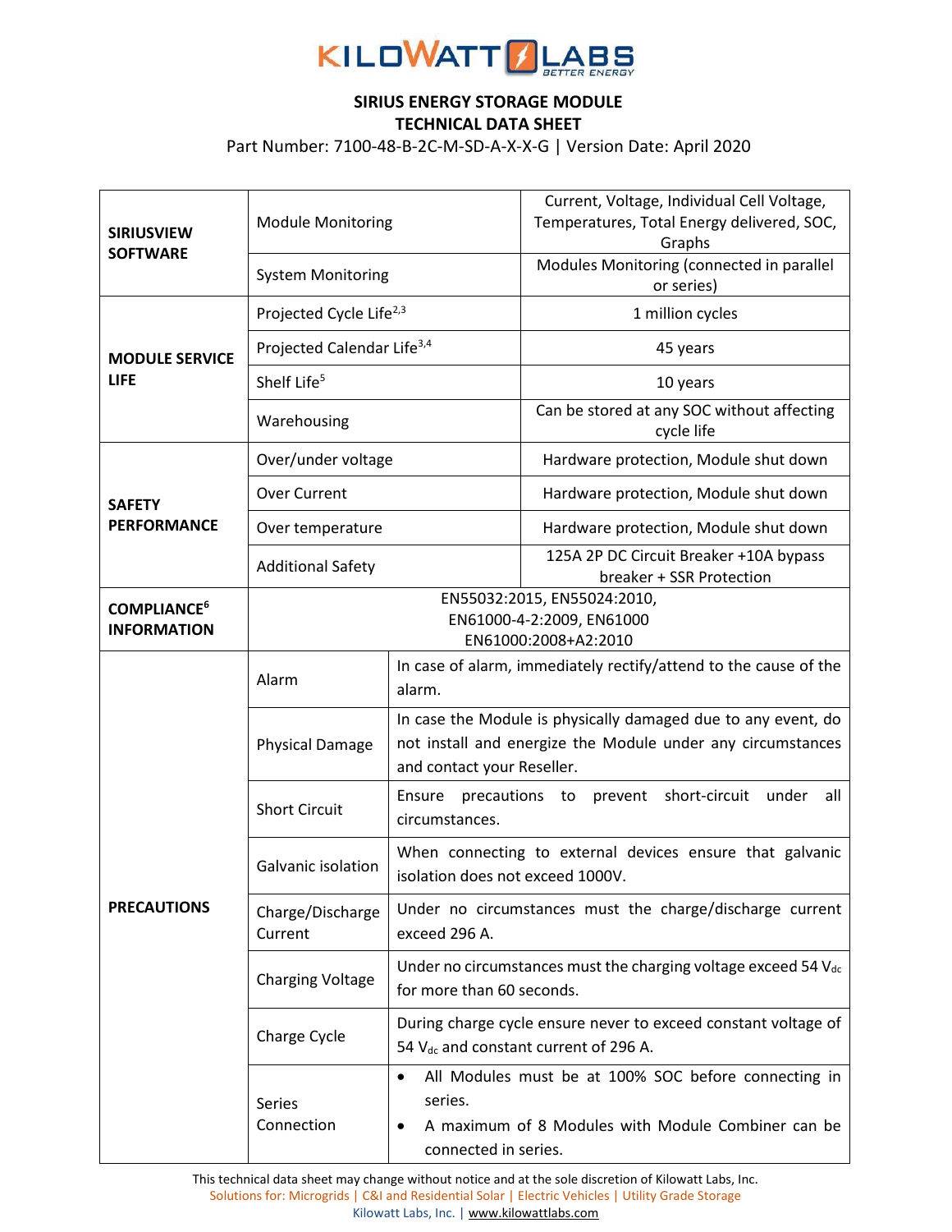KILOWATT LABS
BETTER ENERGY

**SIRIUS ENERGY STORAGE MODULE**
**TECHNICAL DATA SHEET**

Part Number: 7100-48-B-2C-M-SD-A-X-X-G | Version Date: April 2020

| | | |
|---|---|---|
| **SIRIUSVIEW SOFTWARE** | Module Monitoring | Current, Voltage, Individual Cell Voltage, Temperatures, Total Energy delivered, SOC, Graphs |
| | System Monitoring | Modules Monitoring (connected in parallel or series) |
| **MODULE SERVICE LIFE** | Projected Cycle Life[2,3] | 1 million cycles |
| | Projected Calendar Life[3,4] | 45 years |
| | Shelf Life[5] | 10 years |
| | Warehousing | Can be stored at any SOC without affecting cycle life |
| **SAFETY PERFORMANCE** | Over/under voltage | Hardware protection, Module shut down |
| | Over Current | Hardware protection, Module shut down |
| | Over temperature | Hardware protection, Module shut down |
| | Additional Safety | 125A 2P DC Circuit Breaker +10A bypass breaker + SSR Protection |
| **COMPLIANCE[6] INFORMATION** | EN55032:2015, EN55024:2010, EN61000-4-2:2009, EN61000 EN61000:2008+A2:2010 | |
| **PRECAUTIONS** | Alarm | In case of alarm, immediately rectify/attend to the cause of the alarm. |
| | Physical Damage | In case the Module is physically damaged due to any event, do not install and energize the Module under any circumstances and contact your Reseller. |
| | Short Circuit | Ensure precautions to prevent short-circuit under all circumstances. |
| | Galvanic isolation | When connecting to external devices ensure that galvanic isolation does not exceed 1000V. |
| | Charge/Discharge Current | Under no circumstances must the charge/discharge current exceed 296 A. |
| | Charging Voltage | Under no circumstances must the charging voltage exceed 54 $V_{dc}$ for more than 60 seconds. |
| | Charge Cycle | During charge cycle ensure never to exceed constant voltage of 54 $V_{dc}$ and constant current of 296 A. |
| | Series Connection | • All Modules must be at 100% SOC before connecting in series. • A maximum of 8 Modules with Module Combiner can be connected in series. |

This technical data sheet may change without notice and at the sole discretion of Kilowatt Labs, Inc.
Solutions for: Microgrids | C&I and Residential Solar | Electric Vehicles | Utility Grade Storage
Kilowatt Labs, Inc. | www.kilowattlabs.com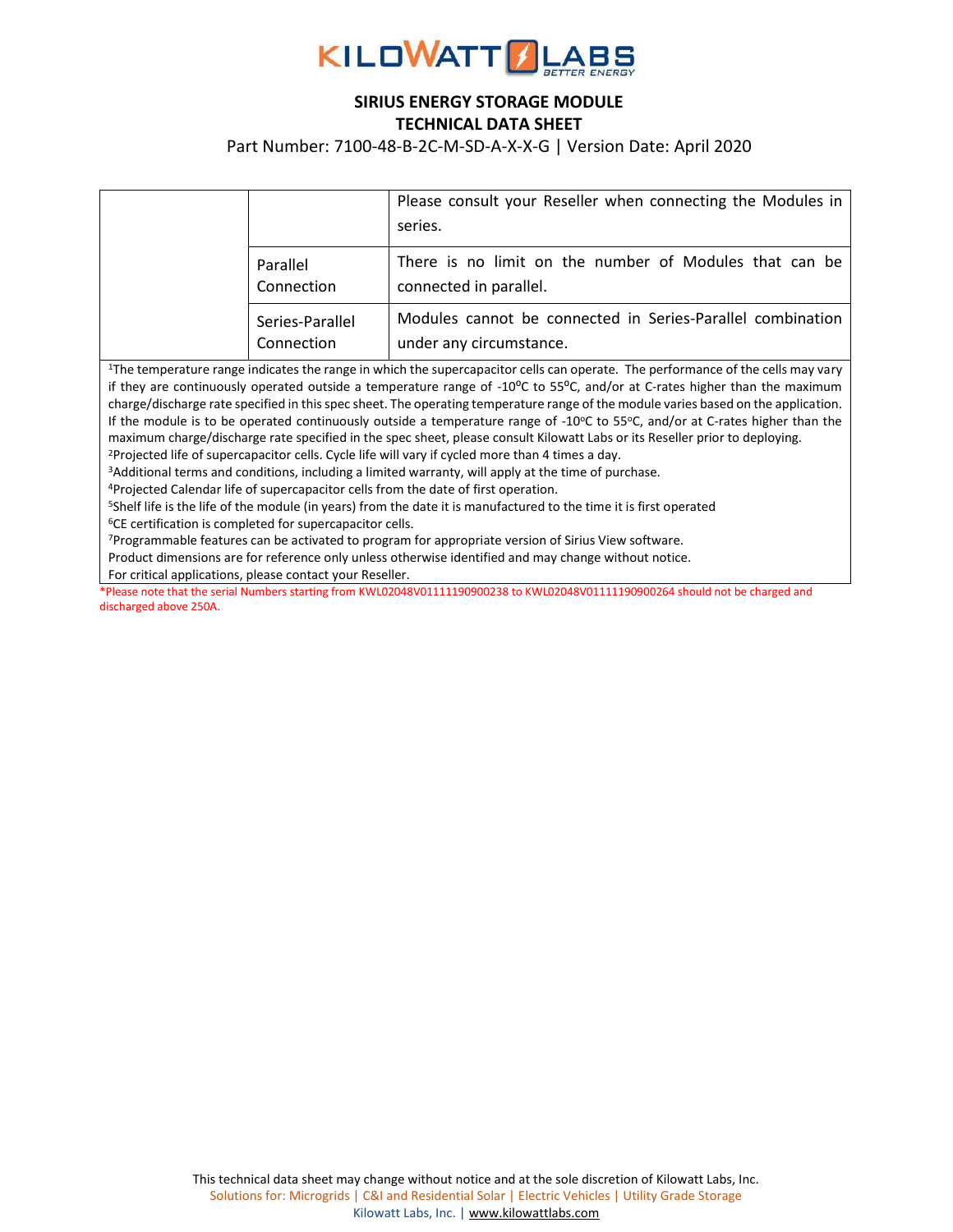**SIRIUS ENERGY STORAGE MODULE**
**TECHNICAL DATA SHEET**

Part Number: 7100-48-B-2C-M-SD-A-X-X-G | Version Date: April 2020

| | | |
|---|---|---|
| | | Please consult your Reseller when connecting the Modules in series. |
| | Parallel Connection | There is no limit on the number of Modules that can be connected in parallel. |
| | Series-Parallel Connection | Modules cannot be connected in Series-Parallel combination under any circumstance. |

[1]The temperature range indicates the range in which the supercapacitor cells can operate. The performance of the cells may vary if they are continuously operated outside a temperature range of -10$^{o}$C to 55$^{o}$C, and/or at C-rates higher than the maximum charge/discharge rate specified in this spec sheet. The operating temperature range of the module varies based on the application. If the module is to be operated continuously outside a temperature range of -10$^{o}$C to 55$^{o}$C, and/or at C-rates higher than the maximum charge/discharge rate specified in the spec sheet, please consult Kilowatt Labs or its Reseller prior to deploying.
[2]Projected life of supercapacitor cells. Cycle life will vary if cycled more than 4 times a day.
[3]Additional terms and conditions, including a limited warranty, will apply at the time of purchase.
[4]Projected Calendar life of supercapacitor cells from the date of first operation.
[5]Shelf life is the life of the module (in years) from the date it is manufactured to the time it is first operated
[6]CE certification is completed for supercapacitor cells.
[7]Programmable features can be activated to program for appropriate version of Sirius View software.
Product dimensions are for reference only unless otherwise identified and may change without notice.
For critical applications, please contact your Reseller.

*Please note that the serial Numbers starting from KWL02048V01111190900238 to KWL02048V01111190900264 should not be charged and discharged above 250A.

This technical data sheet may change without notice and at the sole discretion of Kilowatt Labs, Inc.
Solutions for: Microgrids | C&I and Residential Solar | Electric Vehicles | Utility Grade Storage
Kilowatt Labs, Inc. | www.kilowattlabs.com